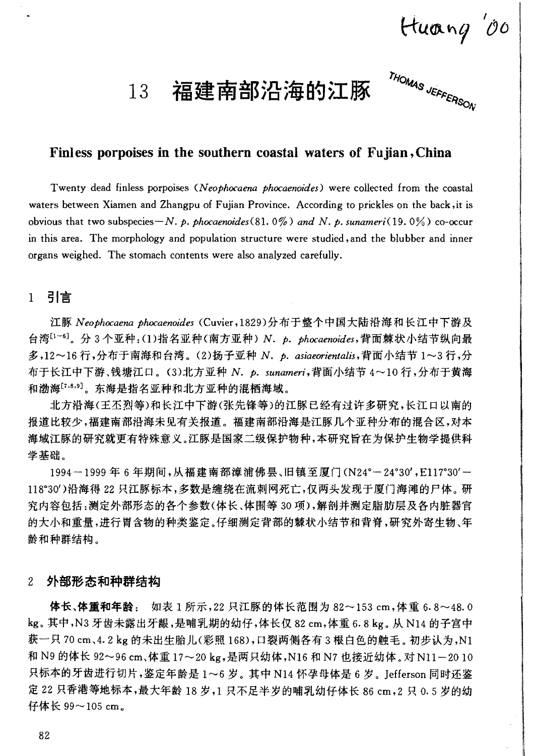Huang '00

THOMAS JEFFERSON

# 13 福建南部沿海的江豚

## Finless porpoises in the southern coastal waters of Fujian, China

Twenty dead finless porpoises (*Neophocaena phocaenoides*) were collected from the coastal waters between Xiamen and Zhangpu of Fujian Province. According to prickles on the back, it is obvious that two subspecies—*N. p. phocaenoides* (81.0%) and *N. p. sunameri* (19.0%) co-occur in this area. The morphology and population structure were studied, and the blubber and inner organs weighed. The stomach contents were also analyzed carefully.

## 1 引言

江豚 *Neophocaena phocaenoides* (Cuvier, 1829)分布于整个中国大陆沿海和长江中下游及台湾[1~6]。分 3 个亚种:(1)指名亚种(南方亚种) *N. p. phocaenoides*,背面棘状小结节纵向最多,12~16 行,分布于南海和台湾。(2)扬子亚种 *N. p. asiaeorientalis*,背面小结节 1~3 行,分布于长江中下游、钱塘江口。(3)北方亚种 *N. p. sunameri*,背面小结节 4~10 行,分布于黄海和渤海[7,8,9]。东海是指名亚种和北方亚种的混栖海域。

北方沿海(王丕烈等)和长江中下游(张先锋等)的江豚已经有过许多研究,长江口以南的报道比较少,福建南部沿海未见有关报道。福建南部沿海是江豚几个亚种分布的混合区,对本海域江豚的研究就更有特殊意义。江豚是国家二级保护物种,本研究旨在为保护生物学提供科学基础。

1994—1999 年 6 年期间,从福建南部漳浦佛昙、旧镇至厦门(N24°—24°30′,E117°30′—118°30′)沿海得 22 只江豚标本,多数是缠绕在流刺网死亡,仅两头发现于厦门海滩的尸体。研究内容包括:测定外部形态的各个参数(体长、体围等 30 项),解剖并测定脂肪层及各内脏器官的大小和重量,进行胃含物的种类鉴定。仔细测定背部的棘状小结节和背脊,研究外寄生物、年龄和种群结构。

## 2 外部形态和种群结构

**体长、体重和年龄**: 如表 1 所示,22 只江豚的体长范围为 82~153 cm,体重 6.8~48.0 kg。其中,N3 牙齿未露出牙龈,是哺乳期的幼仔,体长仅 82 cm,体重 6.8 kg。从 N14 的子宫中获一只 70 cm、4.2 kg 的未出生胎儿(彩照 168),口裂两侧各有 3 根白色的触毛。初步认为,N1 和 N9 的体长 92~96 cm、体重 17~20 kg,是两只幼体,N16 和 N7 也接近幼体。对 N11—20 10 只标本的牙齿进行切片,鉴定年龄是 1~6 岁。其中 N14 怀孕母体是 6 岁。Jefferson 同时还鉴定 22 只香港等地标本,最大年龄 18 岁,1 只不足半岁的哺乳幼仔体长 86 cm,2 只 0.5 岁的幼仔体长 99~105 cm。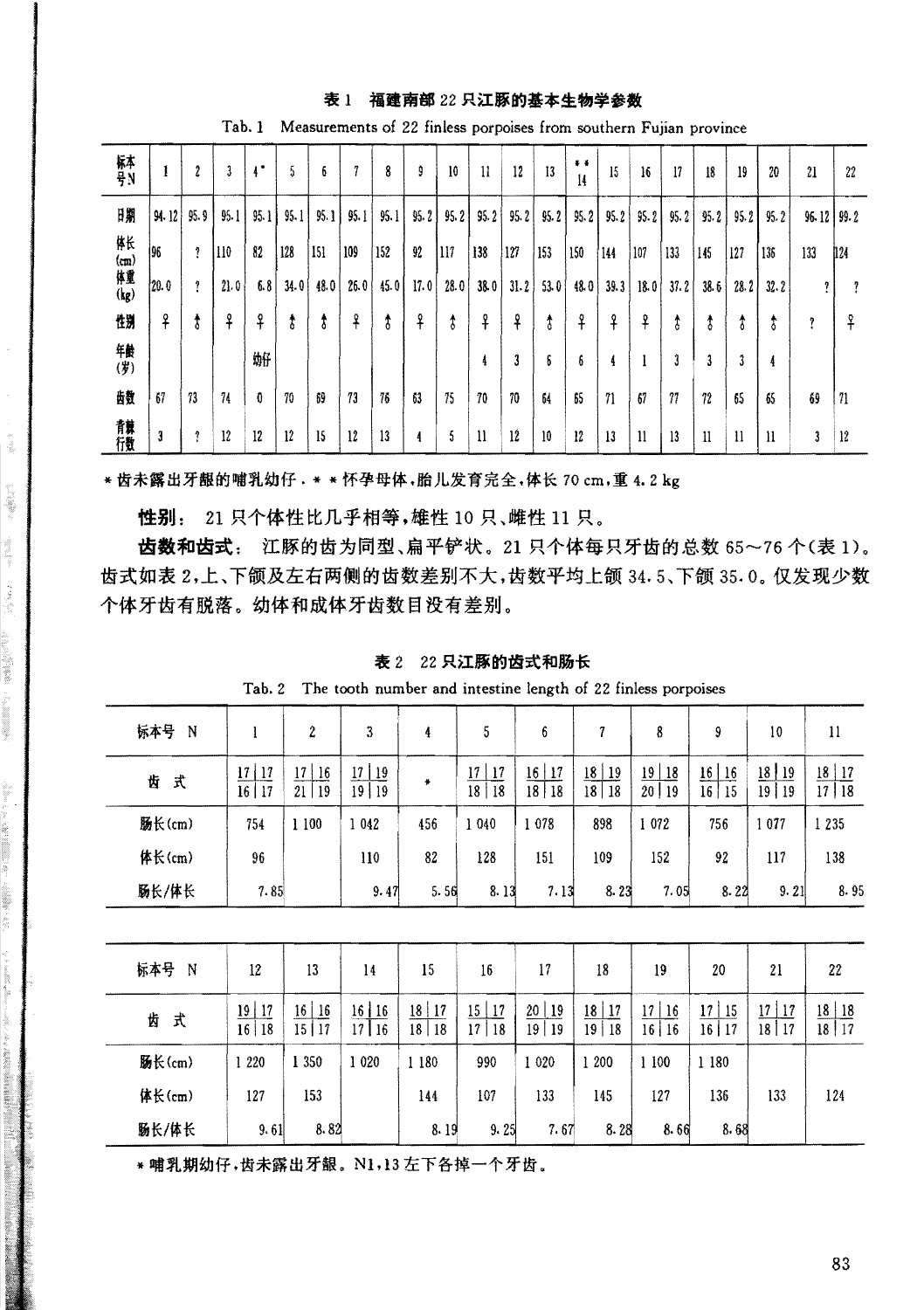**表 1　福建南部 22 只江豚的基本生物学参数**

Tab. 1　Measurements of 22 finless porpoises from southern Fujian province

| 标本号N | 1 | 2 | 3 | 4* | 5 | 6 | 7 | 8 | 9 | 10 | 11 | 12 | 13 | **14 | 15 | 16 | 17 | 18 | 19 | 20 | 21 | 22 |
|---|---|---|---|---|---|---|---|---|---|---|---|---|---|---|---|---|---|---|---|---|---|---|
| 日期 | 94.12 | 95.9 | 95.1 | 95.1 | 95.1 | 95.1 | 95.1 | 95.1 | 95.2 | 95.2 | 95.2 | 95.2 | 95.2 | 95.2 | 95.2 | 95.2 | 95.2 | 95.2 | 95.2 | 95.2 | 96.12 | 99.2 |
| 体长(cm) | 96 | ? | 110 | 82 | 128 | 151 | 109 | 152 | 92 | 117 | 138 | 127 | 153 | 150 | 144 | 107 | 133 | 145 | 127 | 136 | 133 | 124 |
| 体重(kg) | 20.0 | ? | 21.0 | 6.8 | 34.0 | 48.0 | 26.0 | 45.0 | 17.0 | 28.0 | 38.0 | 31.2 | 53.0 | 48.0 | 39.3 | 18.0 | 37.2 | 38.6 | 28.2 | 32.2 | ? | ? |
| 性别 | ♀ | ♂ | ♀ | ♀ | ♂ | ♂ | ♀ | ♂ | ♀ | ♂ | ♀ | ♀ | ♂ | ♀ | ♀ | ♀ | ♂ | ♂ | ♂ | ♂ | ? | ♀ |
| 年龄(岁) | | | | 幼仔 | | | | | | | 4 | 3 | 6 | 6 | 4 | 1 | 3 | 3 | 3 | 4 | | |
| 齿数 | 67 | 73 | 74 | 0 | 70 | 69 | 73 | 76 | 63 | 75 | 70 | 70 | 64 | 65 | 71 | 67 | 77 | 72 | 65 | 65 | 69 | 71 |
| 背鳞行数 | 3 | ? | 12 | 12 | 12 | 15 | 12 | 13 | 4 | 5 | 11 | 12 | 10 | 12 | 13 | 11 | 13 | 11 | 11 | 11 | 3 | 12 |

* 齿未露出牙龈的哺乳幼仔。** 怀孕母体，胎儿发育完全，体长 70 cm，重 4.2 kg

**性别：** 21 只个体性比几乎相等，雄性 10 只、雌性 11 只。

**齿数和齿式：** 江豚的齿为同型、扁平铲状。21 只个体每只牙齿的总数 65～76 个（表 1）。齿式如表 2，上、下颌及左右两侧的齿数差别不大，齿数平均上颌 34.5、下颌 35.0。仅发现少数个体牙齿有脱落。幼体和成体牙齿数目没有差别。

**表 2　22 只江豚的齿式和肠长**

Tab. 2　The tooth number and intestine length of 22 finless porpoises

| 标本号 N | 1 | 2 | 3 | 4 | 5 | 6 | 7 | 8 | 9 | 10 | 11 |
|---|---|---|---|---|---|---|---|---|---|---|---|
| 齿式 | 17\|17 / 16\|17 | 17\|16 / 21\|19 | 17\|19 / 19\|19 | * | 17\|17 / 18\|18 | 16\|17 / 18\|18 | 18\|19 / 18\|18 | 19\|18 / 20\|19 | 16\|16 / 16\|15 | 18\|19 / 19\|19 | 18\|17 / 17\|18 |
| 肠长(cm) | 754 | 1 100 | 1 042 | 456 | 1 040 | 1 078 | 898 | 1 072 | 756 | 1 077 | 1 235 |
| 体长(cm) | 96 | | 110 | 82 | 128 | 151 | 109 | 152 | 92 | 117 | 138 |
| 肠长/体长 | 7.85 | | 9.47 | 5.56 | 8.13 | 7.13 | 8.23 | 7.05 | 8.22 | 9.21 | 8.95 |

| 标本号 N | 12 | 13 | 14 | 15 | 16 | 17 | 18 | 19 | 20 | 21 | 22 |
|---|---|---|---|---|---|---|---|---|---|---|---|
| 齿式 | 19\|17 / 16\|18 | 16\|16 / 15\|17 | 16\|16 / 17\|16 | 18\|17 / 18\|18 | 15\|17 / 17\|18 | 20\|19 / 19\|19 | 18\|17 / 19\|18 | 17\|16 / 16\|16 | 17\|15 / 16\|17 | 17\|17 / 18\|17 | 18\|18 / 18\|17 |
| 肠长(cm) | 1 220 | 1 350 | 1 020 | 1 180 | 990 | 1 020 | 1 200 | 1 100 | 1 180 | | |
| 体长(cm) | 127 | 153 | | 144 | 107 | 133 | 145 | 127 | 136 | 133 | 124 |
| 肠长/体长 | 9.61 | 8.82 | | 8.19 | 9.25 | 7.67 | 8.28 | 8.66 | 8.68 | | |

* 哺乳期幼仔，齿未露出牙龈。N1，13 左下各掉一个牙齿。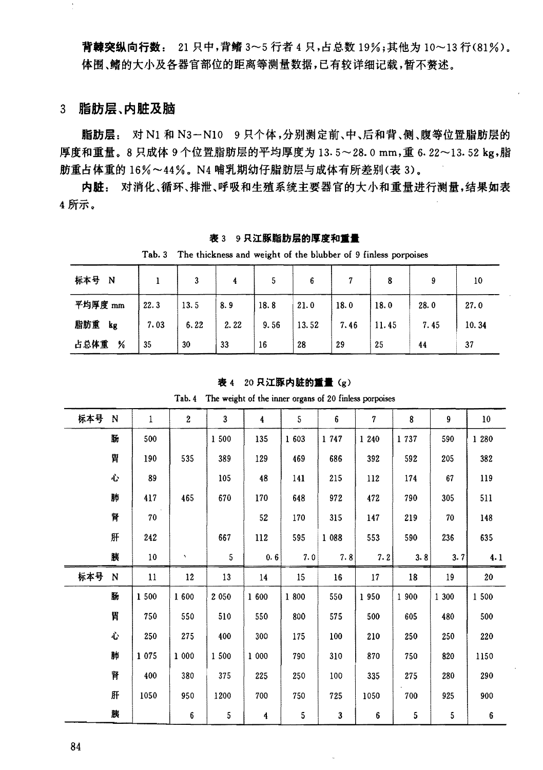**背棘突纵向行数：** 21 只中，背鳍 3～5 行者 4 只，占总数 19%；其他为 10～13 行(81%)。体围、鳍的大小及各器官部位的距离等测量数据，已有较详细记载，暂不赘述。

## 3 脂肪层、内脏及脑

**脂肪层：** 对 N1 和 N3－N10 9 只个体，分别测定前、中、后和背、侧、腹等位置脂肪层的厚度和重量。8 只成体 9 个位置脂肪层的平均厚度为 13.5～28.0 mm，重 6.22～13.52 kg，脂肪重占体重的 16%～44%。N4 哺乳期幼仔脂肪层与成体有所差别(表 3)。

**内脏：** 对消化、循环、排泄、呼吸和生殖系统主要器官的大小和重量进行测量，结果如表 4 所示。

**表 3 9 只江豚脂肪层的厚度和重量**

Tab. 3 The thickness and weight of the blubber of 9 finless porpoises

| 标本号 N | 1 | 3 | 4 | 5 | 6 | 7 | 8 | 9 | 10 |
|---|---|---|---|---|---|---|---|---|---|
| 平均厚度 mm | 22.3 | 13.5 | 8.9 | 18.8 | 21.0 | 18.0 | 18.0 | 28.0 | 27.0 |
| 脂肪重 kg | 7.03 | 6.22 | 2.22 | 9.56 | 13.52 | 7.46 | 11.45 | 7.45 | 10.34 |
| 占总体重 % | 35 | 30 | 33 | 16 | 28 | 29 | 25 | 44 | 37 |

**表 4 20 只江豚内脏的重量 (g)**

Tab. 4 The weight of the inner organs of 20 finless porpoises

| 标本号 N | 1 | 2 | 3 | 4 | 5 | 6 | 7 | 8 | 9 | 10 |
|---|---|---|---|---|---|---|---|---|---|---|
| 肠 | 500 | | 1 500 | 135 | 1 603 | 1 747 | 1 240 | 1 737 | 590 | 1 280 |
| 胃 | 190 | 535 | 389 | 129 | 469 | 686 | 392 | 592 | 205 | 382 |
| 心 | 89 | | 105 | 48 | 141 | 215 | 112 | 174 | 67 | 119 |
| 肺 | 417 | 465 | 670 | 170 | 648 | 972 | 472 | 790 | 305 | 511 |
| 肾 | 70 | | | 52 | 170 | 315 | 147 | 219 | 70 | 148 |
| 肝 | 242 | | 667 | 112 | 595 | 1 088 | 553 | 590 | 236 | 635 |
| 胰 | 10 | | 5 | 0.6 | 7.0 | 7.8 | 7.2 | 3.8 | 3.7 | 4.1 |
| **标本号 N** | **11** | **12** | **13** | **14** | **15** | **16** | **17** | **18** | **19** | **20** |
| 肠 | 1 500 | 1 600 | 2 050 | 1 600 | 1 800 | 550 | 1 950 | 1 900 | 1 300 | 1 500 |
| 胃 | 750 | 550 | 510 | 550 | 800 | 575 | 500 | 605 | 480 | 500 |
| 心 | 250 | 275 | 400 | 300 | 175 | 100 | 210 | 250 | 250 | 220 |
| 肺 | 1 075 | 1 000 | 1 500 | 1 000 | 790 | 310 | 870 | 750 | 820 | 1150 |
| 肾 | 400 | 380 | 375 | 225 | 250 | 100 | 335 | 275 | 280 | 290 |
| 肝 | 1050 | 950 | 1200 | 700 | 750 | 725 | 1050 | 700 | 925 | 900 |
| 胰 | | 6 | 5 | 4 | 5 | 3 | 6 | 5 | 5 | 6 |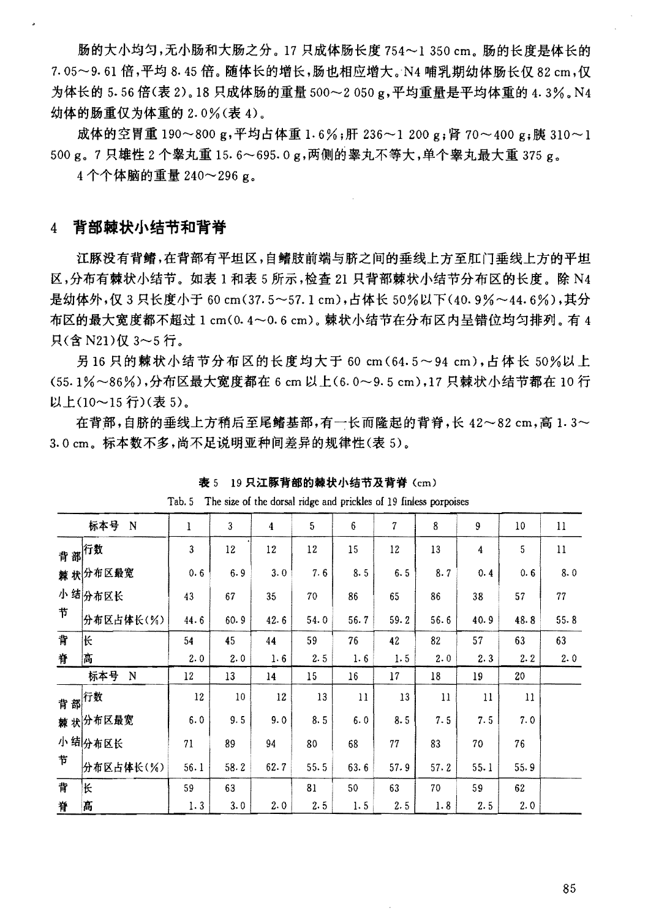肠的大小均匀，无小肠和大肠之分。17 只成体肠长度 754～1 350 cm。肠的长度是体长的 7.05～9.61 倍，平均 8.45 倍。随体长的增长，肠也相应增大。N4 哺乳期幼体肠长仅 82 cm，仅为体长的 5.56 倍(表 2)。18 只成体肠的重量 500～2 050 g，平均重量是平均体重的 4.3%。N4 幼体的肠重仅为体重的 2.0%(表 4)。

成体的空胃重 190～800 g，平均占体重 1.6%；肝 236～1 200 g；肾 70～400 g；胰 310～1 500 g。7 只雄性 2 个睾丸重 15.6～695.0 g，两侧的睾丸不等大，单个睾丸最大重 375 g。

4 个个体脑的重量 240～296 g。

## 4 背部棘状小结节和背脊

江豚没有背鳍，在背部有平坦区，自鳍肢前端与脐之间的垂线上方至肛门垂线上方的平坦区，分布有棘状小结节。如表 1 和表 5 所示，检查 21 只背部棘状小结节分布区的长度。除 N4 是幼体外，仅 3 只长度小于 60 cm(37.5～57.1 cm)，占体长 50%以下(40.9%～44.6%)，其分布区的最大宽度都不超过 1 cm(0.4～0.6 cm)。棘状小结节在分布区内呈错位均匀排列。有 4 只(含 N21)仅 3～5 行。

另 16 只的棘状小结节分布区的长度均大于 60 cm(64.5～94 cm)，占体长 50%以上(55.1%～86%)，分布区最大宽度都在 6 cm 以上(6.0～9.5 cm)，17 只棘状小结节都在 10 行以上(10～15 行)(表 5)。

在背部，自脐的垂线上方稍后至尾鳍基部，有一长而隆起的背脊，长 42～82 cm，高 1.3～3.0 cm。标本数不多，尚不足说明亚种间差异的规律性(表 5)。

**表 5　19 只江豚背部的棘状小结节及背脊 (cm)**

Tab. 5　The size of the dorsal ridge and prickles of 19 finless porpoises

| | 标本号 N | 1 | 3 | 4 | 5 | 6 | 7 | 8 | 9 | 10 | 11 |
|---|---|---|---|---|---|---|---|---|---|---|---|
| 背部棘状小结节 | 行数 | 3 | 12 | 12 | 12 | 15 | 12 | 13 | 4 | 5 | 11 |
| | 分布区最宽 | 0.6 | 6.9 | 3.0 | 7.6 | 8.5 | 6.5 | 8.7 | 0.4 | 0.6 | 8.0 |
| | 分布区长 | 43 | 67 | 35 | 70 | 86 | 65 | 86 | 38 | 57 | 77 |
| | 分布区占体长(%) | 44.6 | 60.9 | 42.6 | 54.0 | 56.7 | 59.2 | 56.6 | 40.9 | 48.8 | 55.8 |
| 背脊 | 长 | 54 | 45 | 44 | 59 | 76 | 42 | 82 | 57 | 63 | 63 |
| | 高 | 2.0 | 2.0 | 1.6 | 2.5 | 1.6 | 1.5 | 2.0 | 2.3 | 2.2 | 2.0 |
| | 标本号 N | 12 | 13 | 14 | 15 | 16 | 17 | 18 | 19 | 20 | |
| 背部棘状小结节 | 行数 | 12 | 10 | 12 | 13 | 11 | 13 | 11 | 11 | 11 | |
| | 分布区最宽 | 6.0 | 9.5 | 9.0 | 8.5 | 6.0 | 8.5 | 7.5 | 7.5 | 7.0 | |
| | 分布区长 | 71 | 89 | 94 | 80 | 68 | 77 | 83 | 70 | 76 | |
| | 分布区占体长(%) | 56.1 | 58.2 | 62.7 | 55.5 | 63.6 | 57.9 | 57.2 | 55.1 | 55.9 | |
| 背脊 | 长 | 59 | 63 | | 81 | 50 | 63 | 70 | 59 | 62 | |
| | 高 | 1.3 | 3.0 | 2.0 | 2.5 | 1.5 | 2.5 | 1.8 | 2.5 | 2.0 | |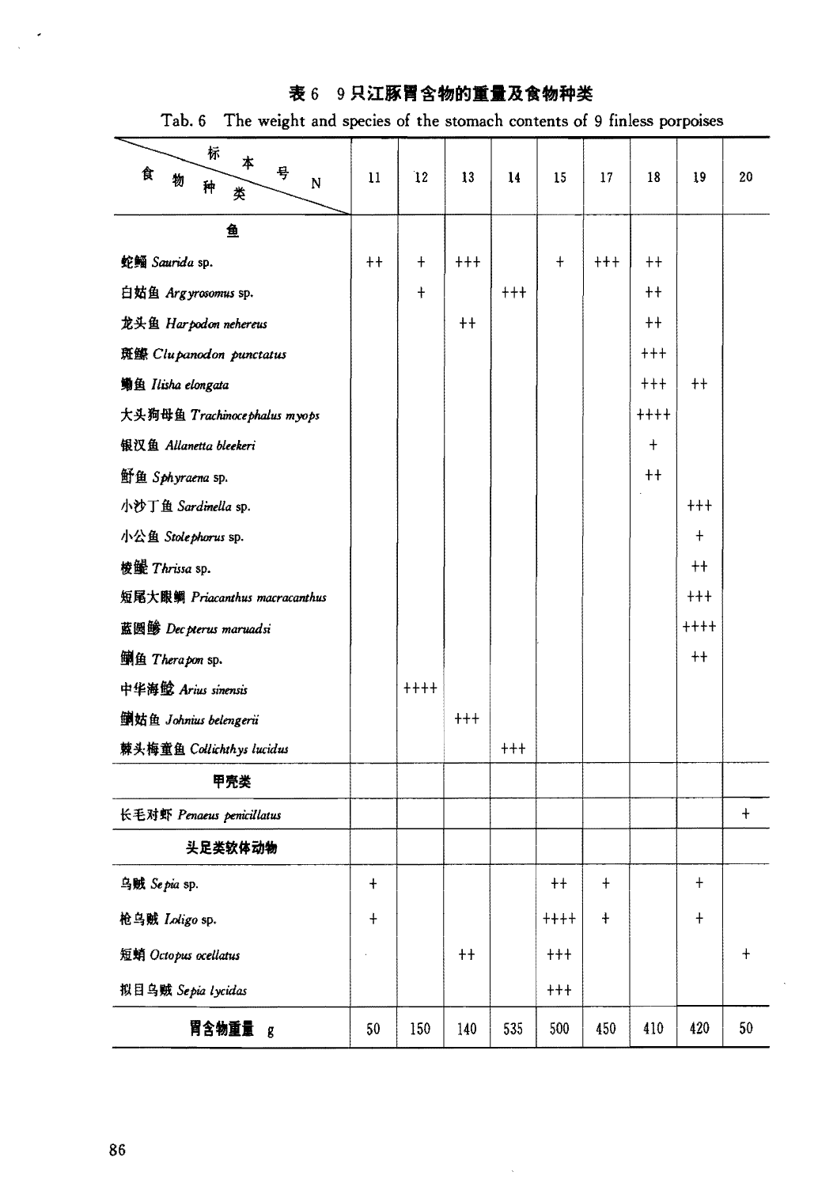**表 6　9只江豚胃含物的重量及食物种类**

Tab. 6　The weight and species of the stomach contents of 9 finless porpoises

| 食物种类 ＼ 标本号 N | 11 | 12 | 13 | 14 | 15 | 17 | 18 | 19 | 20 |
|---|---|---|---|---|---|---|---|---|---|
| **鱼** | | | | | | | | | |
| 蛇鲻 *Saurida* sp. | ++ | + | +++ | | + | +++ | ++ | | |
| 白姑鱼 *Argyrosomus* sp. | | + | | +++ | | | ++ | | |
| 龙头鱼 *Harpodon nehereus* | | | ++ | | | | ++ | | |
| 斑鰶 *Clupanodon punctatus* | | | | | | | +++ | | |
| 鳓鱼 *Ilisha elongata* | | | | | | | +++ | ++ | |
| 大头狗母鱼 *Trachinocephalus myops* | | | | | | | ++++ | | |
| 银汉鱼 *Allanetta bleekeri* | | | | | | | + | | |
| 魣鱼 *Sphyraena* sp. | | | | | | | ++ | | |
| 小沙丁鱼 *Sardinella* sp. | | | | | | | | +++ | |
| 小公鱼 *Stolephorus* sp. | | | | | | | | + | |
| 棱鳀 *Thrissa* sp. | | | | | | | | ++ | |
| 短尾大眼鲷 *Priacanthus macracanthus* | | | | | | | | +++ | |
| 蓝圆鲹 *Decpterus maruadsi* | | | | | | | | ++++ | |
| 鯻鱼 *Therapon* sp. | | | | | | | | ++ | |
| 中华海鲶 *Arius sinensis* | | ++++ | | | | | | | |
| 叫姑鱼 *Johnius belengerii* | | | +++ | | | | | | |
| 棘头梅童鱼 *Collichthys lucidus* | | | | +++ | | | | | |
| **甲壳类** | | | | | | | | | |
| 长毛对虾 *Penaeus penicillatus* | | | | | | | | | + |
| **头足类软体动物** | | | | | | | | | |
| 乌贼 *Sepia* sp. | + | | | | ++ | + | | + | |
| 枪乌贼 *Loligo* sp. | + | | | | ++++ | + | | + | |
| 短蛸 *Octopus ocellatus* | | | ++ | | +++ | | | | + |
| 拟目乌贼 *Sepia lycidas* | | | | | +++ | | | | |
| **胃含物重量　g** | 50 | 150 | 140 | 535 | 500 | 450 | 410 | 420 | 50 |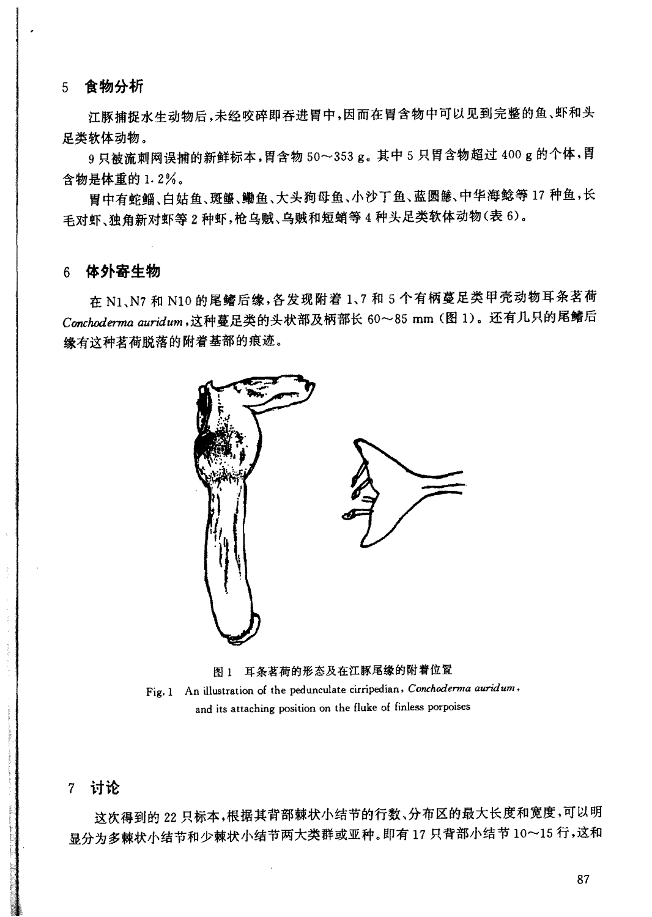## 5 食物分析

江豚捕捉水生动物后，未经咬碎即吞进胃中，因而在胃含物中可以见到完整的鱼、虾和头足类软体动物。

9只被流刺网误捕的新鲜标本，胃含物50～353 g。其中5只胃含物超过400 g的个体，胃含物是体重的1.2%。

胃中有蛇鲻、白姑鱼、斑鰶、鲥鱼、大头狗母鱼、小沙丁鱼、蓝圆鲹、中华海鲶等17种鱼，长毛对虾、独角新对虾等2种虾，枪乌贼、乌贼和短蛸等4种头足类软体动物（表6）。

## 6 体外寄生物

在N1、N7和N10的尾鳍后缘，各发现附着1、7和5个有柄蔓足类甲壳动物耳条茗荷 *Conchoderma auridum*，这种蔓足类的头状部及柄部长60～85 mm（图1）。还有几只的尾鳍后缘有这种茗荷脱落的附着基部的痕迹。

图1 耳条茗荷的形态及在江豚尾缘的附着位置

Fig. 1 An illustration of the pedunculate cirripedian, *Conchoderma auridum*, and its attaching position on the fluke of finless porpoises

## 7 讨论

这次得到的22只标本，根据其背部棘状小结节的行数、分布区的最大长度和宽度，可以明显分为多棘状小结节和少棘状小结节两大类群或亚种。即有17只背部小结节10～15行，这和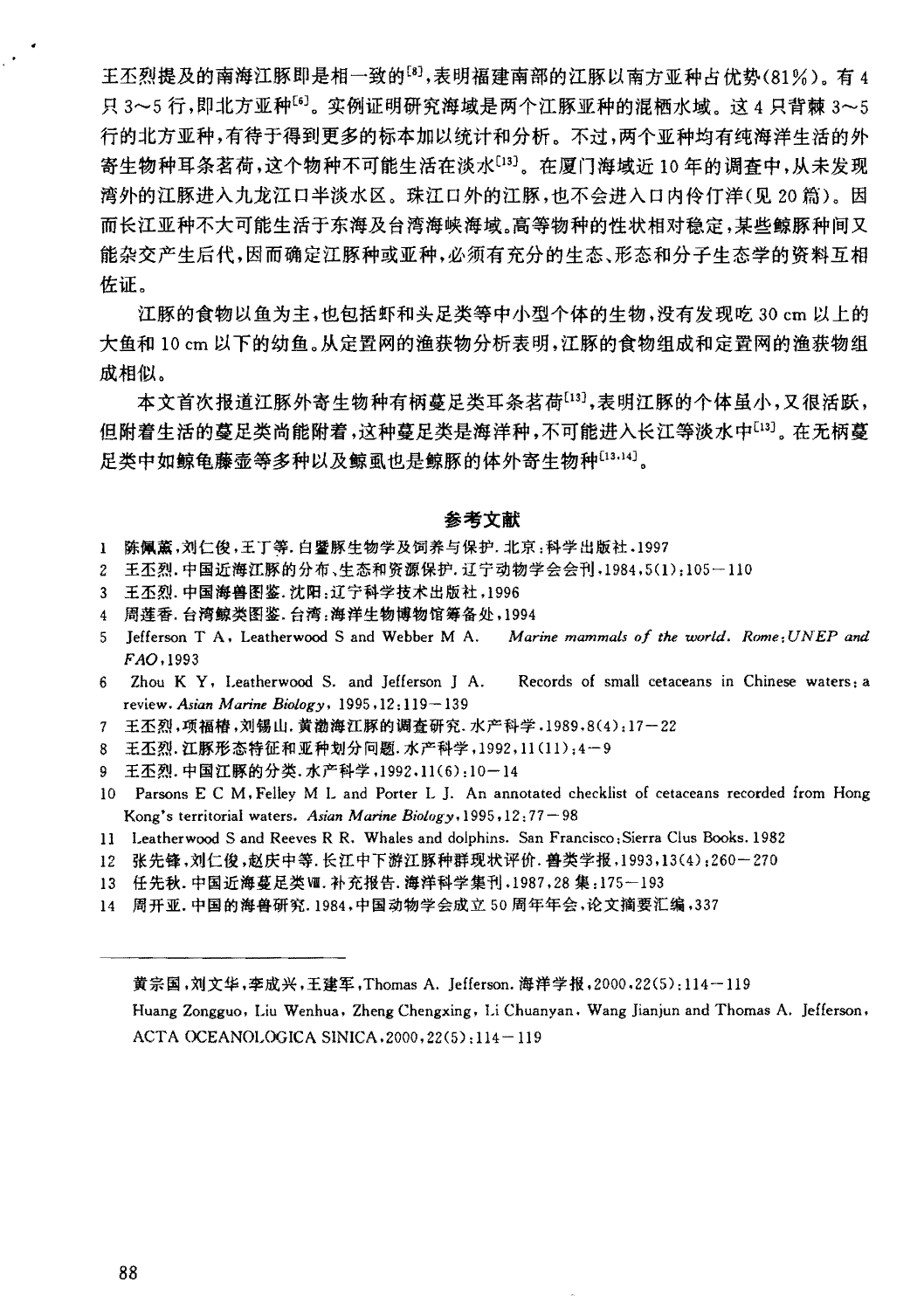王丕烈提及的南海江豚即是相一致的[8]，表明福建南部的江豚以南方亚种占优势(81%)。有4只3～5行，即北方亚种[6]。实例证明研究海域是两个江豚亚种的混栖水域。这4只背棘3～5行的北方亚种，有待于得到更多的标本加以统计和分析。不过，两个亚种均有纯海洋生活的外寄生物种耳条茗荷，这个物种不可能生活在淡水[13]。在厦门海域近10年的调查中，从未发现湾外的江豚进入九龙江口半淡水区。珠江口外的江豚，也不会进入口内伶仃洋(见20篇)。因而长江亚种不大可能生活于东海及台湾海峡海域。高等物种的性状相对稳定，某些鲸豚种间又能杂交产生后代，因而确定江豚种或亚种，必须有充分的生态、形态和分子生态学的资料互相佐证。

江豚的食物以鱼为主，也包括虾和头足类等中小型个体的生物，没有发现吃30 cm以上的大鱼和10 cm以下的幼鱼。从定置网的渔获物分析表明，江豚的食物组成和定置网的渔获物组成相似。

本文首次报道江豚外寄生物种有柄蔓足类耳条茗荷[13]，表明江豚的个体虽小，又很活跃，但附着生活的蔓足类尚能附着，这种蔓足类是海洋种，不可能进入长江等淡水中[13]。在无柄蔓足类中如鲸龟藤壶等多种以及鲸虱也是鲸豚的体外寄生物种[13,14]。

## 参考文献

1 陈佩薰，刘仁俊，王丁等. 白鳖豚生物学及饲养与保护. 北京：科学出版社，1997
2 王丕烈. 中国近海江豚的分布、生态和资源保护. 辽宁动物学会会刊，1984，5(1)：105－110
3 王丕烈. 中国海兽图鉴. 沈阳：辽宁科学技术出版社，1996
4 周莲香. 台湾鲸类图鉴. 台湾：海洋生物博物馆筹备处，1994
5 Jefferson T A, Leatherwood S and Webber M A. *Marine mammals of the world*. *Rome*：*UNEP and FAO*，1993
6 Zhou K Y, Leatherwood S. and Jefferson J A. Records of small cetaceans in Chinese waters：a review. *Asian Marine Biology*，1995，12：119－139
7 王丕烈，项福椿，刘锡山. 黄渤海江豚的调查研究. 水产科学，1989，8(4)：17－22
8 王丕烈. 江豚形态特征和亚种划分问题. 水产科学，1992，11(11)：4－9
9 王丕烈. 中国江豚的分类. 水产科学，1992，11(6)：10－14
10 Parsons E C M, Felley M L and Porter L J. An annotated checklist of cetaceans recorded from Hong Kong's territorial waters. *Asian Marine Biology*，1995，12：77－98
11 Leatherwood S and Reeves R R. Whales and dolphins. San Francisco：Sierra Clus Books. 1982
12 张先锋，刘仁俊，赵庆中等. 长江中下游江豚种群现状评价. 兽类学报，1993，13(4)：260－270
13 任先秋. 中国近海蔓足类Ⅷ. 补充报告. 海洋科学集刊，1987，28集：175－193
14 周开亚. 中国的海兽研究. 1984，中国动物学会成立50周年年会，论文摘要汇编，337

---

黄宗国，刘文华，李成兴，王建军，Thomas A. Jefferson. 海洋学报，2000，22(5)：114－119

Huang Zongguo, Liu Wenhua, Zheng Chengxing, Li Chuanyan, Wang Jianjun and Thomas A. Jefferson, ACTA OCEANOLOGICA SINICA，2000，22(5)：114－119